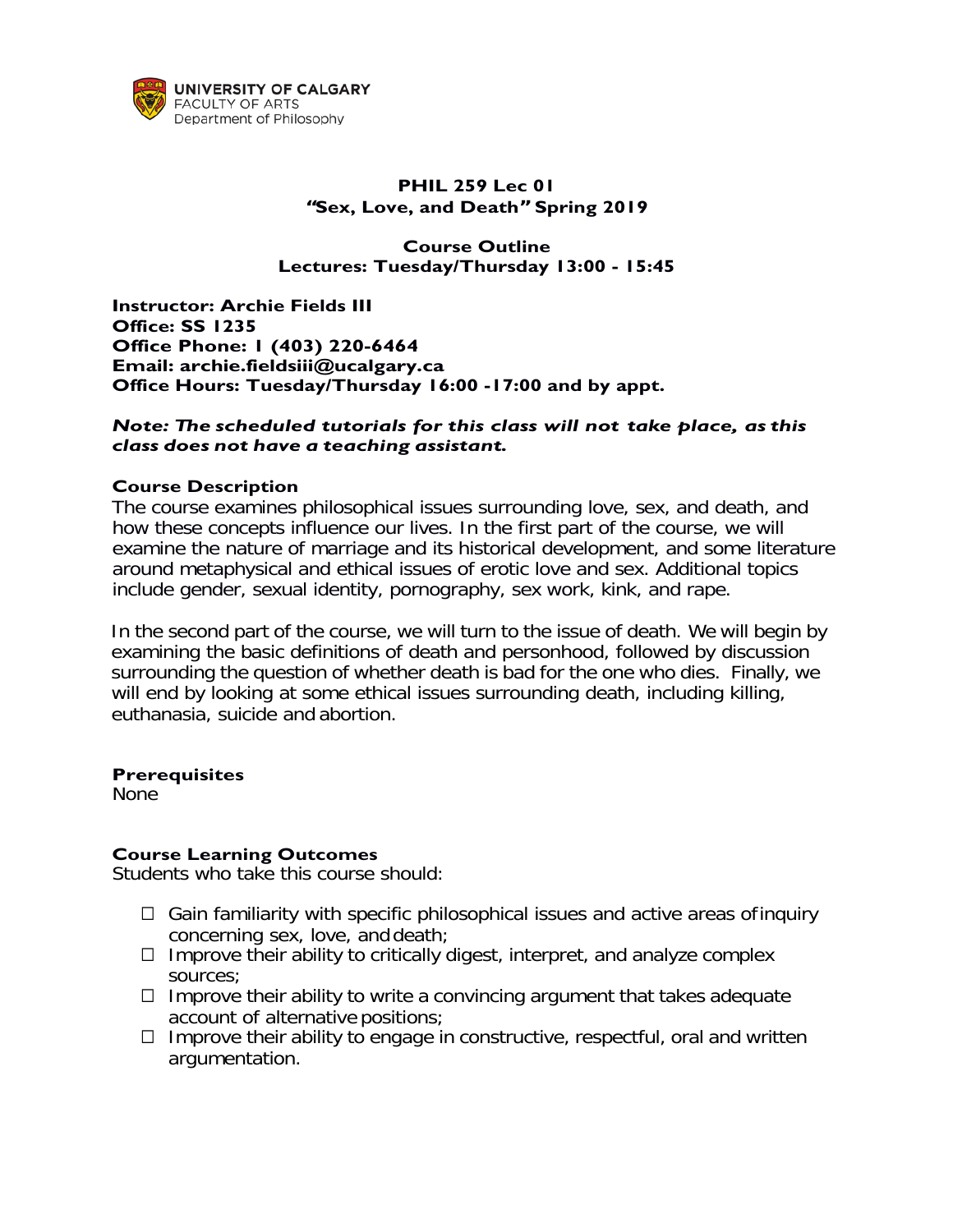UNIVERSITY OF CALGARY
FACULTY OF ARTS
Department of Philosophy

# PHIL 259 Lec 01
# "Sex, Love, and Death" Spring 2019

## Course Outline
**Lectures: Tuesday/Thursday 13:00 - 15:45**

**Instructor: Archie Fields III**
**Office: SS 1235**
**Office Phone: 1 (403) 220-6464**
**Email: archie.fieldsiii@ucalgary.ca**
**Office Hours: Tuesday/Thursday 16:00 -17:00 and by appt.**

***Note: The scheduled tutorials for this class will not take place, as this class does not have a teaching assistant.***

### Course Description
The course examines philosophical issues surrounding love, sex, and death, and how these concepts influence our lives. In the first part of the course, we will examine the nature of marriage and its historical development, and some literature around metaphysical and ethical issues of erotic love and sex. Additional topics include gender, sexual identity, pornography, sex work, kink, and rape.

In the second part of the course, we will turn to the issue of death. We will begin by examining the basic definitions of death and personhood, followed by discussion surrounding the question of whether death is bad for the one who dies. Finally, we will end by looking at some ethical issues surrounding death, including killing, euthanasia, suicide and abortion.

### Prerequisites
None

### Course Learning Outcomes
Students who take this course should:

- Gain familiarity with specific philosophical issues and active areas of inquiry concerning sex, love, and death;
- Improve their ability to critically digest, interpret, and analyze complex sources;
- Improve their ability to write a convincing argument that takes adequate account of alternative positions;
- Improve their ability to engage in constructive, respectful, oral and written argumentation.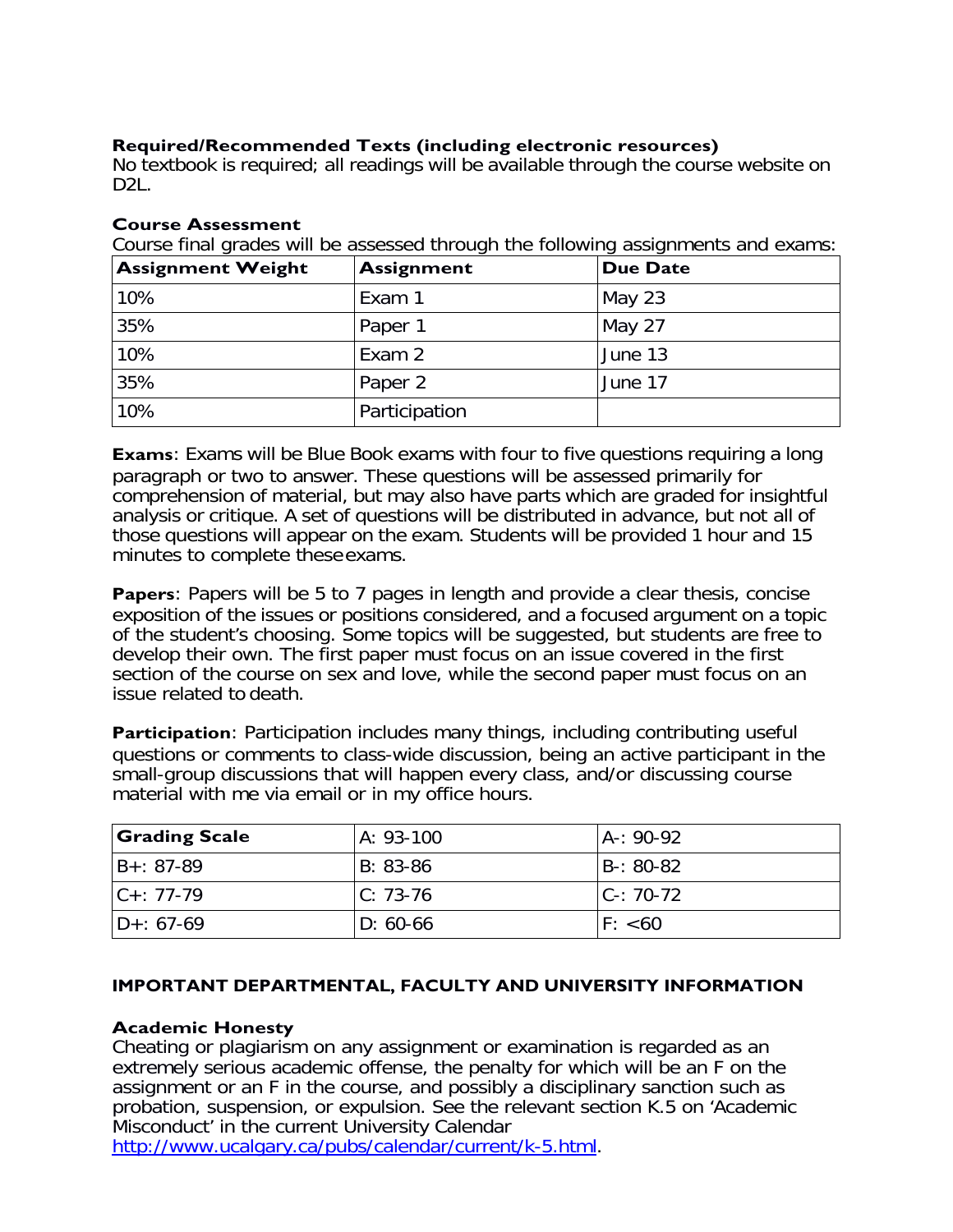**Required/Recommended Texts (including electronic resources)**
No textbook is required; all readings will be available through the course website on D2L.

**Course Assessment**
Course final grades will be assessed through the following assignments and exams:

| Assignment Weight | Assignment | Due Date |
|---|---|---|
| 10% | Exam 1 | May 23 |
| 35% | Paper 1 | May 27 |
| 10% | Exam 2 | June 13 |
| 35% | Paper 2 | June 17 |
| 10% | Participation | |

**Exams**: Exams will be Blue Book exams with four to five questions requiring a long paragraph or two to answer. These questions will be assessed primarily for comprehension of material, but may also have parts which are graded for insightful analysis or critique. A set of questions will be distributed in advance, but not all of those questions will appear on the exam. Students will be provided 1 hour and 15 minutes to complete these exams.

**Papers**: Papers will be 5 to 7 pages in length and provide a clear thesis, concise exposition of the issues or positions considered, and a focused argument on a topic of the student's choosing. Some topics will be suggested, but students are free to develop their own. The first paper must focus on an issue covered in the first section of the course on sex and love, while the second paper must focus on an issue related to death.

**Participation**: Participation includes many things, including contributing useful questions or comments to class-wide discussion, being an active participant in the small-group discussions that will happen every class, and/or discussing course material with me via email or in my office hours.

| Grading Scale | A: 93-100 | A-: 90-92 |
|---|---|---|
| B+: 87-89 | B: 83-86 | B-: 80-82 |
| C+: 77-79 | C: 73-76 | C-: 70-72 |
| D+: 67-69 | D: 60-66 | F: <60 |

## IMPORTANT DEPARTMENTAL, FACULTY AND UNIVERSITY INFORMATION

**Academic Honesty**
Cheating or plagiarism on any assignment or examination is regarded as an extremely serious academic offense, the penalty for which will be an F on the assignment or an F in the course, and possibly a disciplinary sanction such as probation, suspension, or expulsion. See the relevant section K.5 on 'Academic Misconduct' in the current University Calendar http://www.ucalgary.ca/pubs/calendar/current/k-5.html.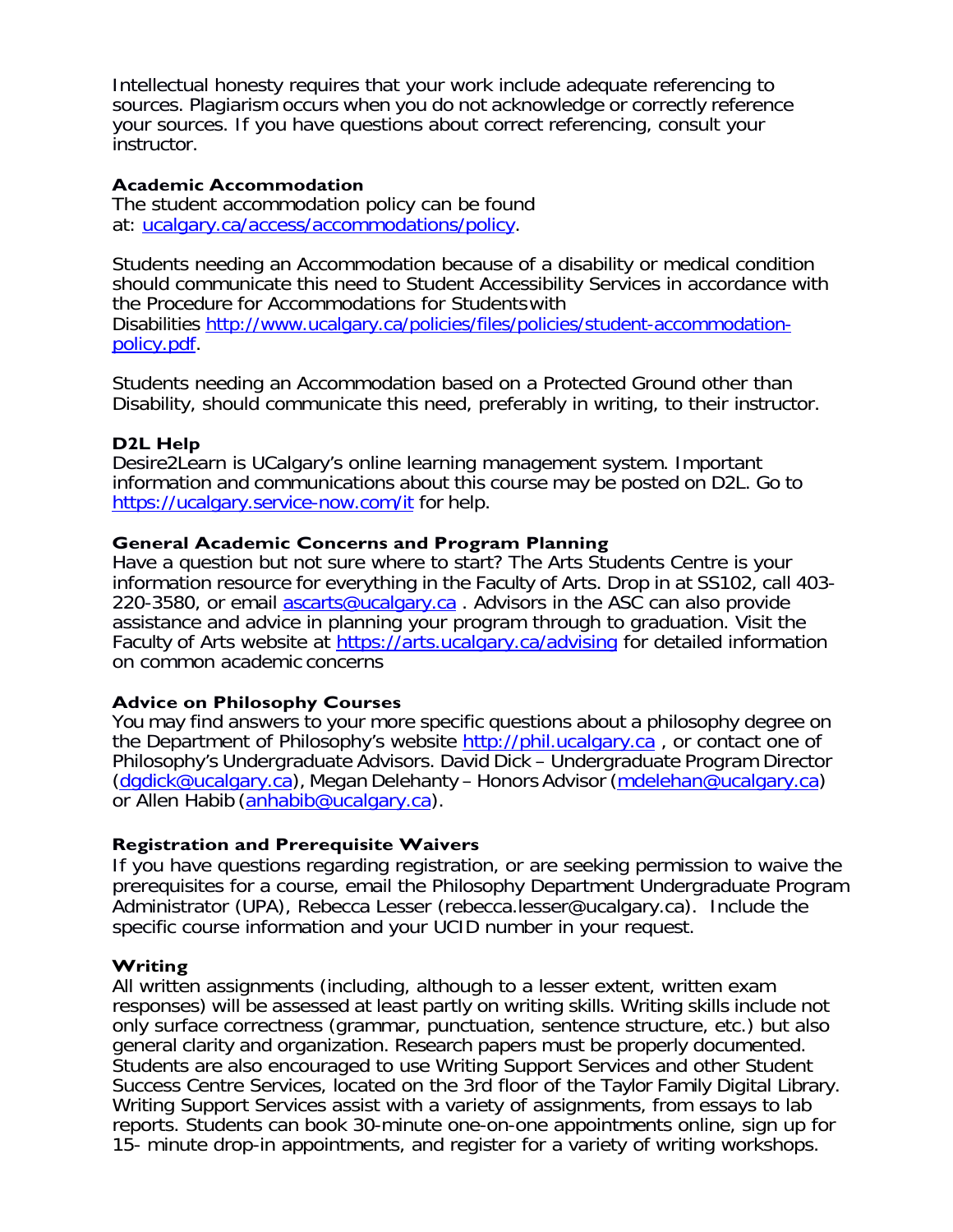Intellectual honesty requires that your work include adequate referencing to sources. Plagiarism occurs when you do not acknowledge or correctly reference your sources. If you have questions about correct referencing, consult your instructor.

**Academic Accommodation**

The student accommodation policy can be found at: ucalgary.ca/access/accommodations/policy.

Students needing an Accommodation because of a disability or medical condition should communicate this need to Student Accessibility Services in accordance with the Procedure for Accommodations for Students with Disabilities http://www.ucalgary.ca/policies/files/policies/student-accommodation-policy.pdf.

Students needing an Accommodation based on a Protected Ground other than Disability, should communicate this need, preferably in writing, to their instructor.

**D2L Help**

Desire2Learn is UCalgary's online learning management system. Important information and communications about this course may be posted on D2L. Go to https://ucalgary.service-now.com/it for help.

**General Academic Concerns and Program Planning**

Have a question but not sure where to start? The Arts Students Centre is your information resource for everything in the Faculty of Arts. Drop in at SS102, call 403-220-3580, or email ascarts@ucalgary.ca . Advisors in the ASC can also provide assistance and advice in planning your program through to graduation. Visit the Faculty of Arts website at https://arts.ucalgary.ca/advising for detailed information on common academic concerns

**Advice on Philosophy Courses**

You may find answers to your more specific questions about a philosophy degree on the Department of Philosophy's website http://phil.ucalgary.ca , or contact one of Philosophy's Undergraduate Advisors. David Dick – Undergraduate Program Director (dgdick@ucalgary.ca), Megan Delehanty – Honors Advisor (mdelehan@ucalgary.ca) or Allen Habib (anhabib@ucalgary.ca).

**Registration and Prerequisite Waivers**

If you have questions regarding registration, or are seeking permission to waive the prerequisites for a course, email the Philosophy Department Undergraduate Program Administrator (UPA), Rebecca Lesser (rebecca.lesser@ucalgary.ca). Include the specific course information and your UCID number in your request.

**Writing**

All written assignments (including, although to a lesser extent, written exam responses) will be assessed at least partly on writing skills. Writing skills include not only surface correctness (grammar, punctuation, sentence structure, etc.) but also general clarity and organization. Research papers must be properly documented. Students are also encouraged to use Writing Support Services and other Student Success Centre Services, located on the 3rd floor of the Taylor Family Digital Library. Writing Support Services assist with a variety of assignments, from essays to lab reports. Students can book 30-minute one-on-one appointments online, sign up for 15- minute drop-in appointments, and register for a variety of writing workshops.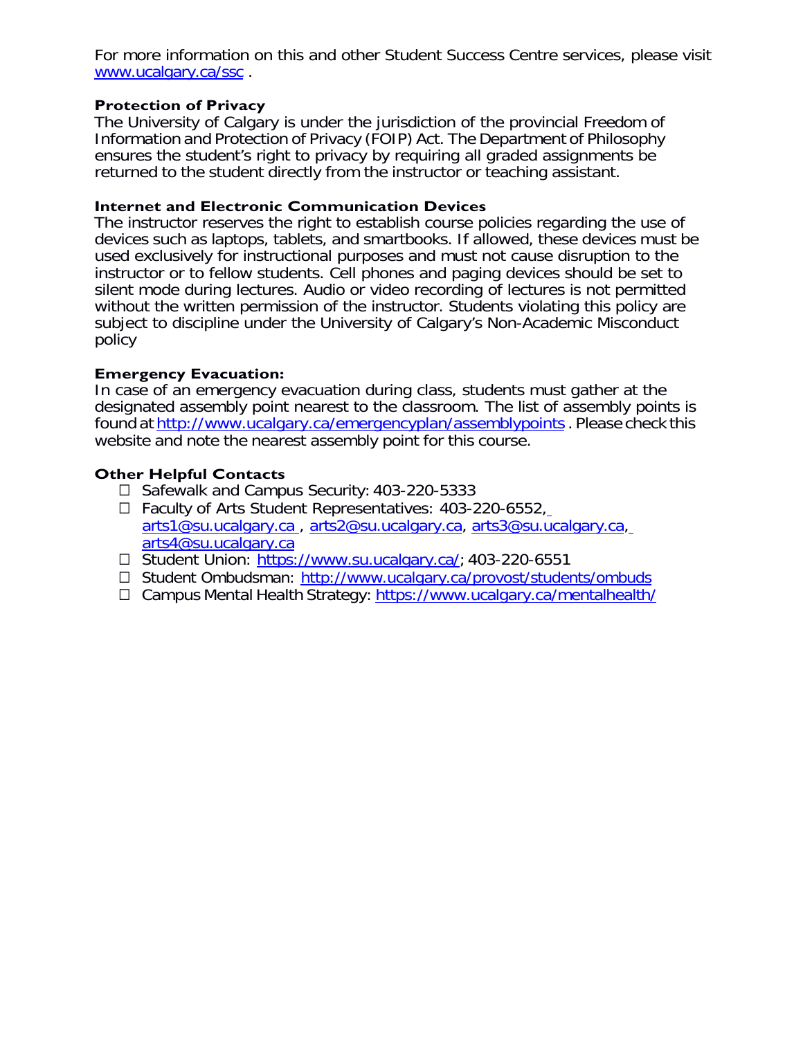For more information on this and other Student Success Centre services, please visit [www.ucalgary.ca/ssc](http://www.ucalgary.ca/ssc) .

**Protection of Privacy**

The University of Calgary is under the jurisdiction of the provincial Freedom of Information and Protection of Privacy (FOIP) Act. The Department of Philosophy ensures the student's right to privacy by requiring all graded assignments be returned to the student directly from the instructor or teaching assistant.

**Internet and Electronic Communication Devices**

The instructor reserves the right to establish course policies regarding the use of devices such as laptops, tablets, and smartbooks. If allowed, these devices must be used exclusively for instructional purposes and must not cause disruption to the instructor or to fellow students. Cell phones and paging devices should be set to silent mode during lectures. Audio or video recording of lectures is not permitted without the written permission of the instructor. Students violating this policy are subject to discipline under the University of Calgary's Non-Academic Misconduct policy

**Emergency Evacuation:**

In case of an emergency evacuation during class, students must gather at the designated assembly point nearest to the classroom. The list of assembly points is found at [http://www.ucalgary.ca/emergencyplan/assemblypoints](http://www.ucalgary.ca/emergencyplan/assemblypoints) . Please check this website and note the nearest assembly point for this course.

**Other Helpful Contacts**

- Safewalk and Campus Security: 403-220-5333
- Faculty of Arts Student Representatives: 403-220-6552, [arts1@su.ucalgary.ca](mailto:arts1@su.ucalgary.ca) , [arts2@su.ucalgary.ca](mailto:arts2@su.ucalgary.ca), [arts3@su.ucalgary.ca](mailto:arts3@su.ucalgary.ca), [arts4@su.ucalgary.ca](mailto:arts4@su.ucalgary.ca)
- Student Union: [https://www.su.ucalgary.ca/](https://www.su.ucalgary.ca/); 403-220-6551
- Student Ombudsman: [http://www.ucalgary.ca/provost/students/ombuds](http://www.ucalgary.ca/provost/students/ombuds)
- Campus Mental Health Strategy: [https://www.ucalgary.ca/mentalhealth/](https://www.ucalgary.ca/mentalhealth/)